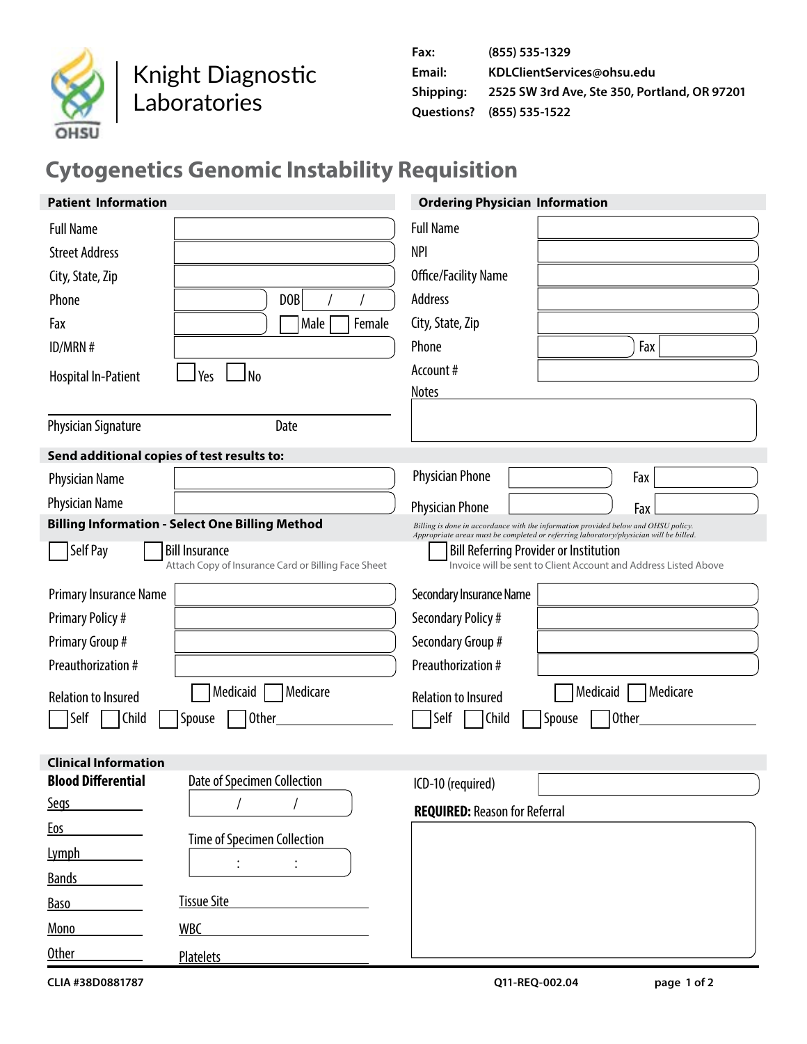Knight Diagnostic Laboratories

OHSU

**Fax:** (855) 535-1329
**Email:** KDLClientServices@ohsu.edu
**Shipping:** 2525 SW 3rd Ave, Ste 350, Portland, OR 97201
**Questions?** (855) 535-1522

# Cytogenetics Genomic Instability Requisition

## Patient Information

Full Name

Street Address

City, State, Zip

Phone DOB / /

Fax ☐ Male ☐ Female

ID/MRN #

Hospital In-Patient ☐ Yes ☐ No

Physician Signature Date

## Ordering Physician Information

Full Name

NPI

Office/Facility Name

Address

City, State, Zip

Phone Fax

Account #

Notes

## Send additional copies of test results to:

Physician Name Physician Phone Fax

Physician Name Physician Phone Fax

## Billing Information - Select One Billing Method

*Billing is done in accordance with the information provided below and OHSU policy. Appropriate areas must be completed or referring laboratory/physician will be billed.*

☐ Self Pay ☐ Bill Insurance
Attach Copy of Insurance Card or Billing Face Sheet

☐ Bill Referring Provider or Institution
Invoice will be sent to Client Account and Address Listed Above

Primary Insurance Name

Primary Policy #

Primary Group #

Preauthorization #

Relation to Insured ☐ Medicaid ☐ Medicare

☐ Self ☐ Child ☐ Spouse ☐ Other\_\_\_\_\_\_\_\_\_\_

Secondary Insurance Name

Secondary Policy #

Secondary Group #

Preauthorization #

Relation to Insured ☐ Medicaid ☐ Medicare

☐ Self ☐ Child ☐ Spouse ☐ Other\_\_\_\_\_\_\_\_\_\_

## Clinical Information

**Blood Differential**

Segs\_\_\_\_\_\_\_\_

Eos\_\_\_\_\_\_\_\_

Lymph\_\_\_\_\_\_\_\_

Bands\_\_\_\_\_\_\_\_

Baso\_\_\_\_\_\_\_\_

Mono\_\_\_\_\_\_\_\_

Other\_\_\_\_\_\_\_\_

Date of Specimen Collection / /

Time of Specimen Collection : :

Tissue Site\_\_\_\_\_\_\_\_

WBC\_\_\_\_\_\_\_\_

Platelets\_\_\_\_\_\_\_\_

ICD-10 (required)

**REQUIRED:** Reason for Referral

CLIA #38D0881787

Q11-REQ-002.04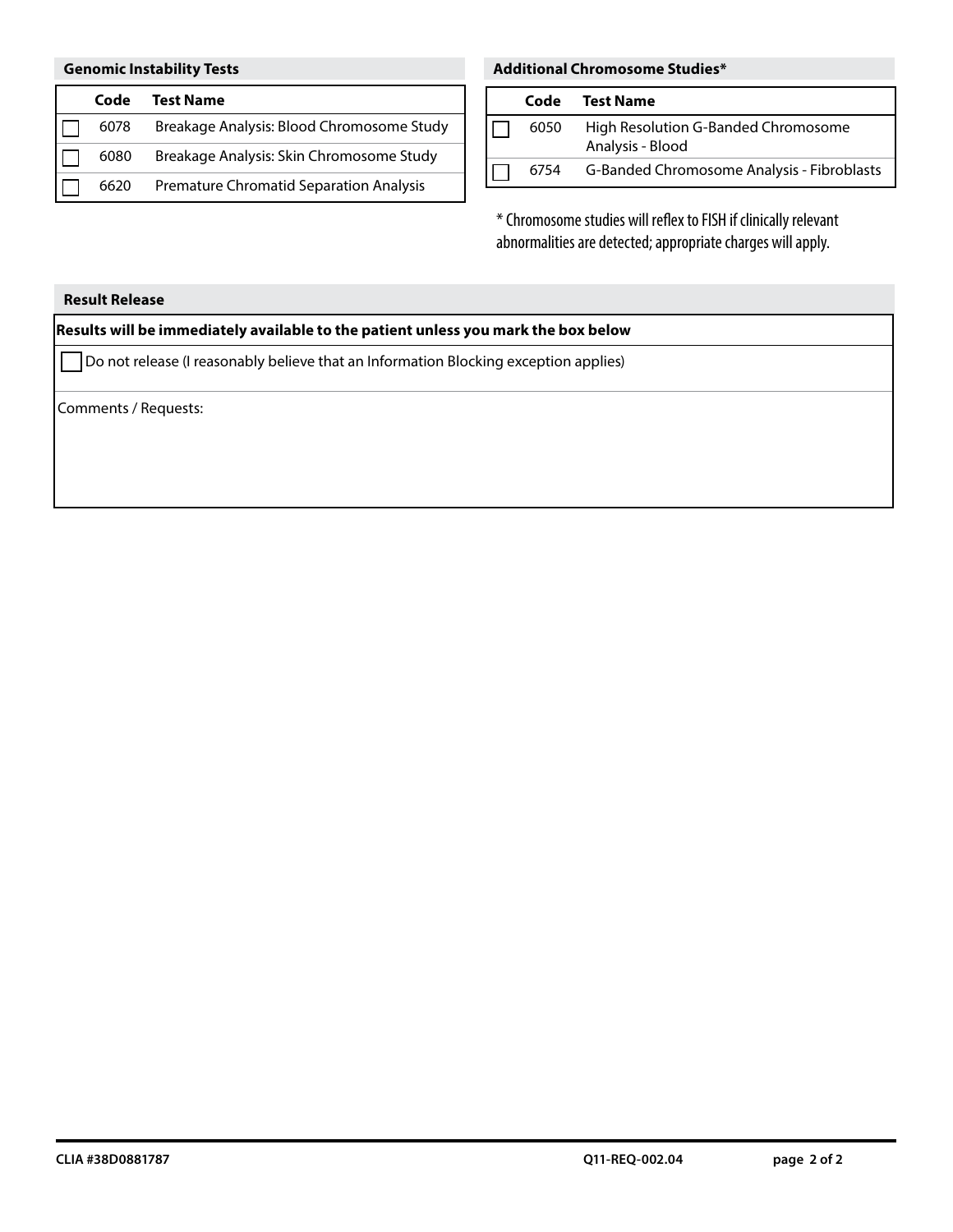## Genomic Instability Tests

| | Code | Test Name |
|---|---|---|
| ☐ | 6078 | Breakage Analysis: Blood Chromosome Study |
| ☐ | 6080 | Breakage Analysis: Skin Chromosome Study |
| ☐ | 6620 | Premature Chromatid Separation Analysis |

## Additional Chromosome Studies*

| | Code | Test Name |
|---|---|---|
| ☐ | 6050 | High Resolution G-Banded Chromosome Analysis - Blood |
| ☐ | 6754 | G-Banded Chromosome Analysis - Fibroblasts |

* Chromosome studies will reflex to FISH if clinically relevant abnormalities are detected; appropriate charges will apply.

## Result Release

**Results will be immediately available to the patient unless you mark the box below**

☐ Do not release (I reasonably believe that an Information Blocking exception applies)

Comments / Requests:

CLIA #38D0881787

Q11-REQ-002.04